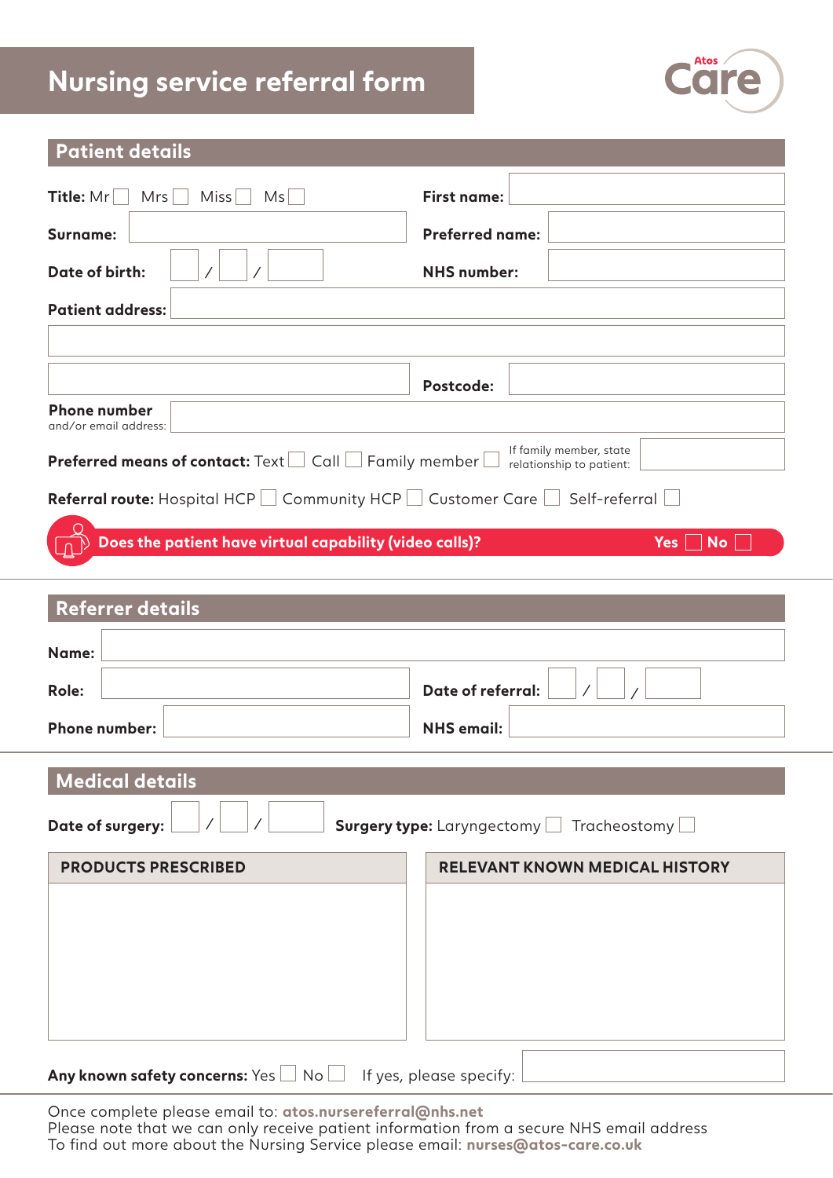# Nursing service referral form

Atos Care

## Patient details

**Title:** Mr ☐ Mrs ☐ Miss ☐ Ms ☐

**First name:**

**Surname:**

**Preferred name:**

**Date of birth:** / /

**NHS number:**

**Patient address:**

**Postcode:**

**Phone number** and/or email address:

**Preferred means of contact:** Text ☐ Call ☐ Family member ☐ If family member, state relationship to patient:

**Referral route:** Hospital HCP ☐ Community HCP ☐ Customer Care ☐ Self-referral ☐

**Does the patient have virtual capability (video calls)?** Yes ☐ No ☐

## Referrer details

**Name:**

**Role:**

**Date of referral:** / /

**Phone number:**

**NHS email:**

## Medical details

**Date of surgery:** / /

**Surgery type:** Laryngectomy ☐ Tracheostomy ☐

| PRODUCTS PRESCRIBED | RELEVANT KNOWN MEDICAL HISTORY |
|---|---|
| | |

**Any known safety concerns:** Yes ☐ No ☐ If yes, please specify:

Once complete please email to: **atos.nursereferral@nhs.net**
Please note that we can only receive patient information from a secure NHS email address
To find out more about the Nursing Service please email: **nurses@atos-care.co.uk**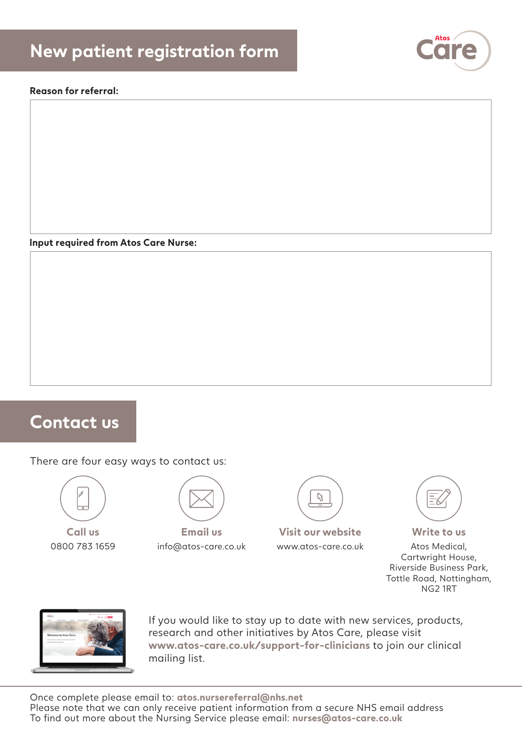# New patient registration form

Atos Care

**Reason for referral:**

**Input required from Atos Care Nurse:**

## Contact us

There are four easy ways to contact us:

**Call us**
0800 783 1659

**Email us**
info@atos-care.co.uk

**Visit our website**
www.atos-care.co.uk

**Write to us**
Atos Medical,
Cartwright House,
Riverside Business Park,
Tottle Road, Nottingham,
NG2 1RT

If you would like to stay up to date with new services, products, research and other initiatives by Atos Care, please visit **www.atos-care.co.uk/support-for-clinicians** to join our clinical mailing list.

Once complete please email to: **atos.nursereferral@nhs.net**
Please note that we can only receive patient information from a secure NHS email address
To find out more about the Nursing Service please email: **nurses@atos-care.co.uk**